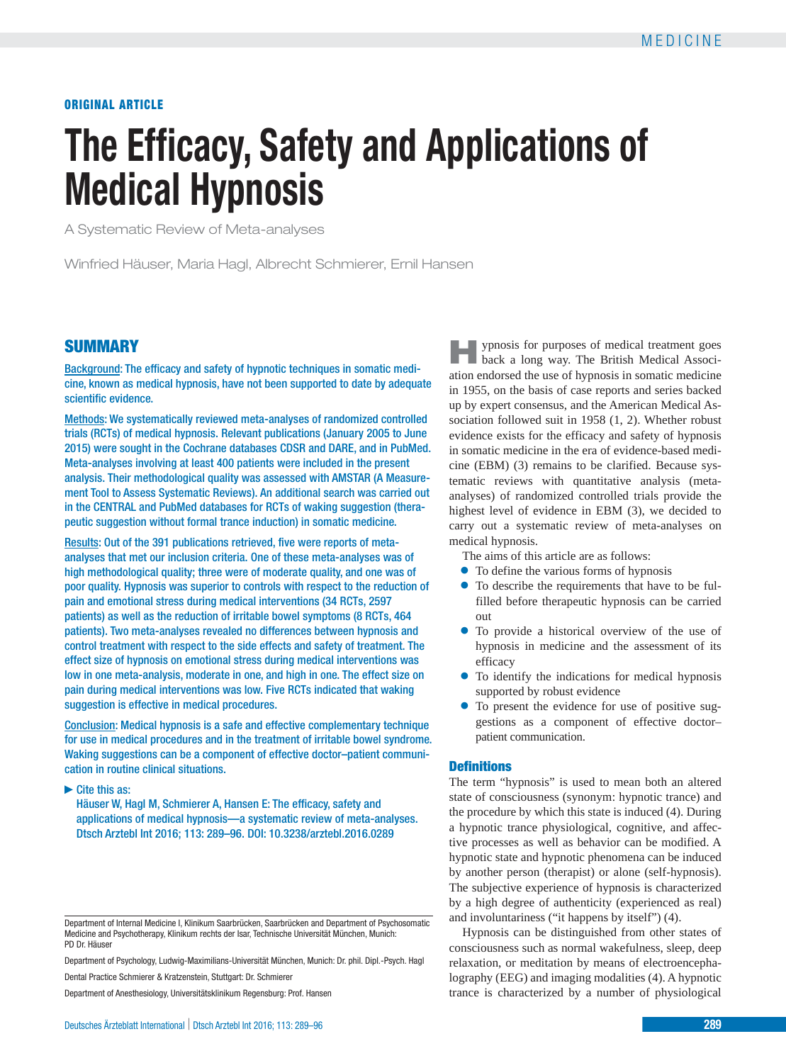ORIGINAL ARTICLE

# The Efficacy, Safety and Applications of Medical Hypnosis

A Systematic Review of Meta-analyses

Winfried Häuser, Maria Hagl, Albrecht Schmierer, Ernil Hansen

## SUMMARY

Background: The efficacy and safety of hypnotic techniques in somatic medicine, known as medical hypnosis, have not been supported to date by adequate scientific evidence.

Methods: We systematically reviewed meta-analyses of randomized controlled trials (RCTs) of medical hypnosis. Relevant publications (January 2005 to June 2015) were sought in the Cochrane databases CDSR and DARE, and in PubMed. Meta-analyses involving at least 400 patients were included in the present analysis. Their methodological quality was assessed with AMSTAR (A Measurement Tool to Assess Systematic Reviews). An additional search was carried out in the CENTRAL and PubMed databases for RCTs of waking suggestion (therapeutic suggestion without formal trance induction) in somatic medicine.

Results: Out of the 391 publications retrieved, five were reports of meta-analyses that met our inclusion criteria. One of these meta-analyses was of high methodological quality; three were of moderate quality, and one was of poor quality. Hypnosis was superior to controls with respect to the reduction of pain and emotional stress during medical interventions (34 RCTs, 2597 patients) as well as the reduction of irritable bowel symptoms (8 RCTs, 464 patients). Two meta-analyses revealed no differences between hypnosis and control treatment with respect to the side effects and safety of treatment. The effect size of hypnosis on emotional stress during medical interventions was low in one meta-analysis, moderate in one, and high in one. The effect size on pain during medical interventions was low. Five RCTs indicated that waking suggestion is effective in medical procedures.

Conclusion: Medical hypnosis is a safe and effective complementary technique for use in medical procedures and in the treatment of irritable bowel syndrome. Waking suggestions can be a component of effective doctor–patient communication in routine clinical situations.

► Cite this as:
Häuser W, Hagl M, Schmierer A, Hansen E: The efficacy, safety and applications of medical hypnosis—a systematic review of meta-analyses. Dtsch Arztebl Int 2016; 113: 289–96. DOI: 10.3238/arztebl.2016.0289

Department of Internal Medicine I, Klinikum Saarbrücken, Saarbrücken and Department of Psychosomatic Medicine and Psychotherapy, Klinikum rechts der Isar, Technische Universität München, Munich: PD Dr. Häuser

Department of Psychology, Ludwig-Maximilians-Universität München, Munich: Dr. phil. Dipl.-Psych. Hagl

Dental Practice Schmierer & Kratzenstein, Stuttgart: Dr. Schmierer

Department of Anesthesiology, Universitätsklinikum Regensburg: Prof. Hansen

Hypnosis for purposes of medical treatment goes back a long way. The British Medical Association endorsed the use of hypnosis in somatic medicine in 1955, on the basis of case reports and series backed up by expert consensus, and the American Medical Association followed suit in 1958 (1, 2). Whether robust evidence exists for the efficacy and safety of hypnosis in somatic medicine in the era of evidence-based medicine (EBM) (3) remains to be clarified. Because systematic reviews with quantitative analysis (meta-analyses) of randomized controlled trials provide the highest level of evidence in EBM (3), we decided to carry out a systematic review of meta-analyses on medical hypnosis.

The aims of this article are as follows:

- To define the various forms of hypnosis
- To describe the requirements that have to be fulfilled before therapeutic hypnosis can be carried out
- To provide a historical overview of the use of hypnosis in medicine and the assessment of its efficacy
- To identify the indications for medical hypnosis supported by robust evidence
- To present the evidence for use of positive suggestions as a component of effective doctor–patient communication.

## Definitions

The term "hypnosis" is used to mean both an altered state of consciousness (synonym: hypnotic trance) and the procedure by which this state is induced (4). During a hypnotic trance physiological, cognitive, and affective processes as well as behavior can be modified. A hypnotic state and hypnotic phenomena can be induced by another person (therapist) or alone (self-hypnosis). The subjective experience of hypnosis is characterized by a high degree of authenticity (experienced as real) and involuntariness ("it happens by itself") (4).

Hypnosis can be distinguished from other states of consciousness such as normal wakefulness, sleep, deep relaxation, or meditation by means of electroencephalography (EEG) and imaging modalities (4). A hypnotic trance is characterized by a number of physiological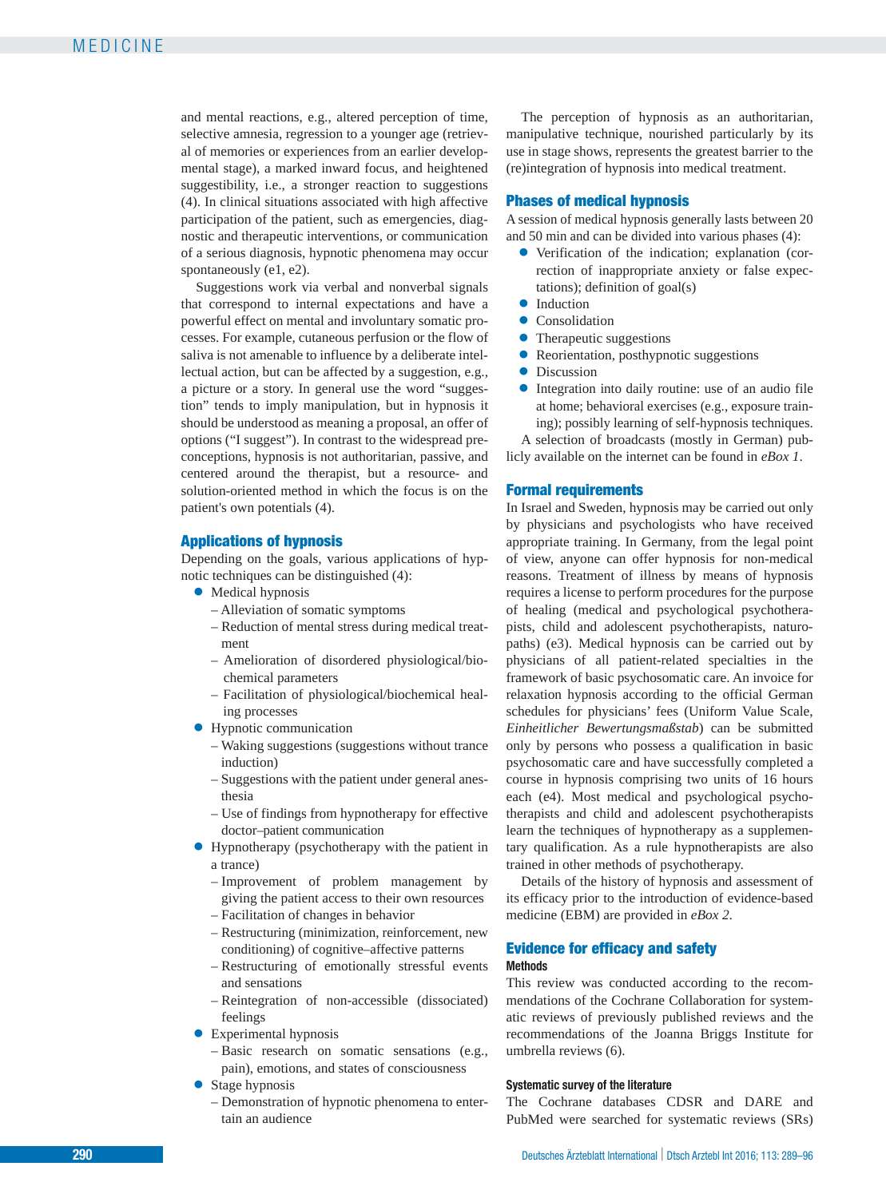and mental reactions, e.g., altered perception of time, selective amnesia, regression to a younger age (retrieval of memories or experiences from an earlier developmental stage), a marked inward focus, and heightened suggestibility, i.e., a stronger reaction to suggestions (4). In clinical situations associated with high affective participation of the patient, such as emergencies, diagnostic and therapeutic interventions, or communication of a serious diagnosis, hypnotic phenomena may occur spontaneously (e1, e2).

Suggestions work via verbal and nonverbal signals that correspond to internal expectations and have a powerful effect on mental and involuntary somatic processes. For example, cutaneous perfusion or the flow of saliva is not amenable to influence by a deliberate intellectual action, but can be affected by a suggestion, e.g., a picture or a story. In general use the word "suggestion" tends to imply manipulation, but in hypnosis it should be understood as meaning a proposal, an offer of options ("I suggest"). In contrast to the widespread preconceptions, hypnosis is not authoritarian, passive, and centered around the therapist, but a resource- and solution-oriented method in which the focus is on the patient's own potentials (4).

## Applications of hypnosis

Depending on the goals, various applications of hypnotic techniques can be distinguished (4):

- Medical hypnosis
  - Alleviation of somatic symptoms
  - Reduction of mental stress during medical treatment
  - Amelioration of disordered physiological/biochemical parameters
  - Facilitation of physiological/biochemical healing processes
- Hypnotic communication
  - Waking suggestions (suggestions without trance induction)
  - Suggestions with the patient under general anesthesia
  - Use of findings from hypnotherapy for effective doctor–patient communication
- Hypnotherapy (psychotherapy with the patient in a trance)
  - Improvement of problem management by giving the patient access to their own resources
  - Facilitation of changes in behavior
  - Restructuring (minimization, reinforcement, new conditioning) of cognitive–affective patterns
  - Restructuring of emotionally stressful events and sensations
  - Reintegration of non-accessible (dissociated) feelings
- Experimental hypnosis
  - Basic research on somatic sensations (e.g., pain), emotions, and states of consciousness
- Stage hypnosis
  - Demonstration of hypnotic phenomena to entertain an audience

The perception of hypnosis as an authoritarian, manipulative technique, nourished particularly by its use in stage shows, represents the greatest barrier to the (re)integration of hypnosis into medical treatment.

## Phases of medical hypnosis

A session of medical hypnosis generally lasts between 20 and 50 min and can be divided into various phases (4):

- Verification of the indication; explanation (correction of inappropriate anxiety or false expectations); definition of goal(s)
- Induction
- Consolidation
- Therapeutic suggestions
- Reorientation, posthypnotic suggestions
- Discussion
- Integration into daily routine: use of an audio file at home; behavioral exercises (e.g., exposure training); possibly learning of self-hypnosis techniques.

A selection of broadcasts (mostly in German) publicly available on the internet can be found in *eBox 1*.

## Formal requirements

In Israel and Sweden, hypnosis may be carried out only by physicians and psychologists who have received appropriate training. In Germany, from the legal point of view, anyone can offer hypnosis for non-medical reasons. Treatment of illness by means of hypnosis requires a license to perform procedures for the purpose of healing (medical and psychological psychotherapists, child and adolescent psychotherapists, naturopaths) (e3). Medical hypnosis can be carried out by physicians of all patient-related specialties in the framework of basic psychosomatic care. An invoice for relaxation hypnosis according to the official German schedules for physicians' fees (Uniform Value Scale, *Einheitlicher Bewertungsmaßstab*) can be submitted only by persons who possess a qualification in basic psychosomatic care and have successfully completed a course in hypnosis comprising two units of 16 hours each (e4). Most medical and psychological psychotherapists and child and adolescent psychotherapists learn the techniques of hypnotherapy as a supplementary qualification. As a rule hypnotherapists are also trained in other methods of psychotherapy.

Details of the history of hypnosis and assessment of its efficacy prior to the introduction of evidence-based medicine (EBM) are provided in *eBox 2*.

## Evidence for efficacy and safety

### Methods

This review was conducted according to the recommendations of the Cochrane Collaboration for systematic reviews of previously published reviews and the recommendations of the Joanna Briggs Institute for umbrella reviews (6).

#### Systematic survey of the literature

The Cochrane databases CDSR and DARE and PubMed were searched for systematic reviews (SRs)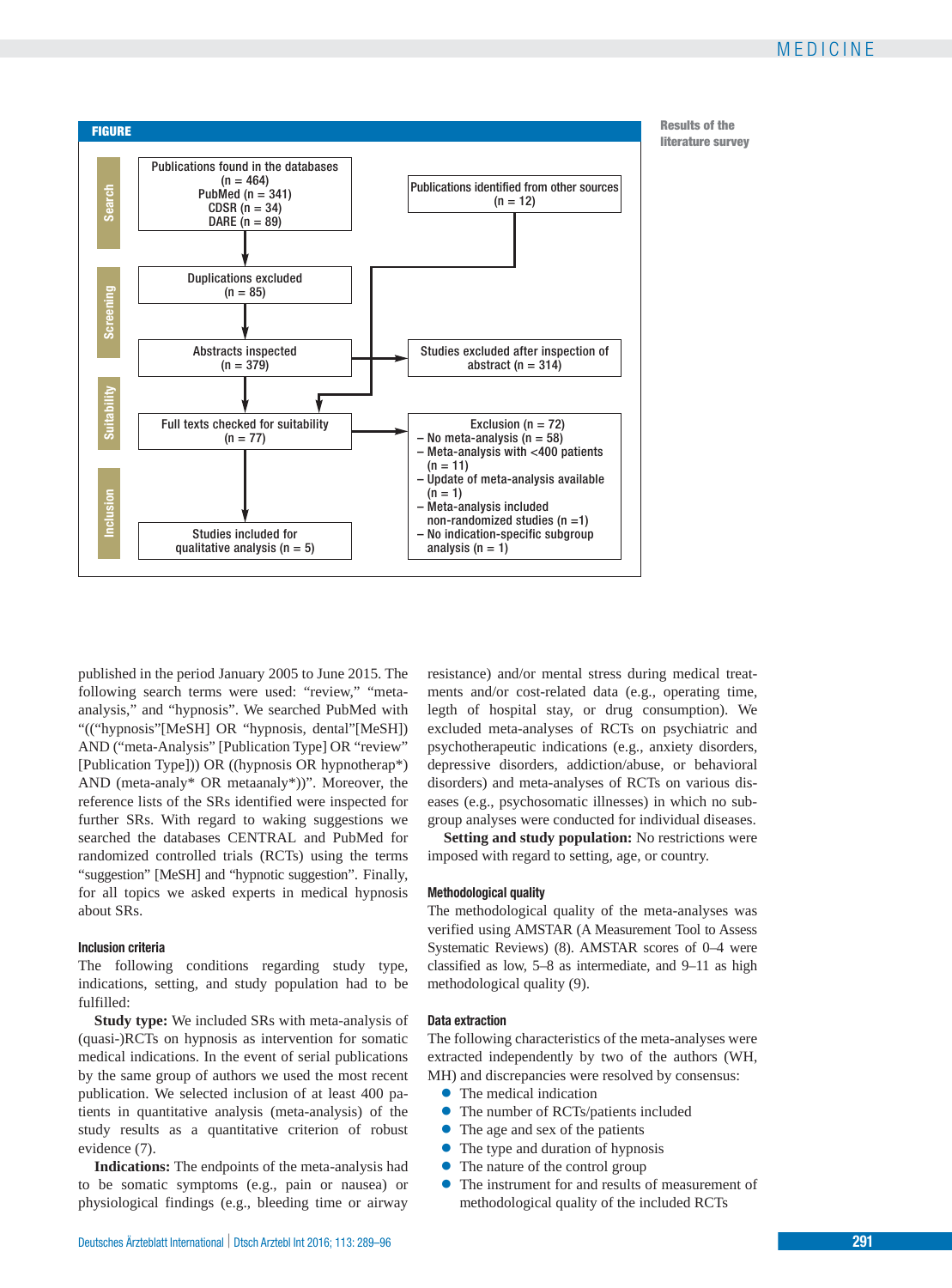**FIGURE**

Search

Publications found in the databases
(n = 464)
PubMed (n = 341)
CDSR (n = 34)
DARE (n = 89)

Publications identified from other sources
(n = 12)

Screening

Duplications excluded
(n = 85)

Abstracts inspected
(n = 379)

Studies excluded after inspection of abstract (n = 314)

Suitability

Full texts checked for suitability
(n = 77)

Exclusion (n = 72)
– No meta-analysis (n = 58)
– Meta-analysis with <400 patients (n = 11)
– Update of meta-analysis available (n = 1)
– Meta-analysis included non-randomized studies (n =1)
– No indication-specific subgroup analysis (n = 1)

Inclusion

Studies included for qualitative analysis (n = 5)

Results of the literature survey

published in the period January 2005 to June 2015. The following search terms were used: "review," "meta-analysis," and "hypnosis". We searched PubMed with "(("hypnosis"[MeSH] OR "hypnosis, dental"[MeSH]) AND ("meta-Analysis" [Publication Type] OR "review" [Publication Type])) OR ((hypnosis OR hypnotherap*) AND (meta-analy* OR metaanaly*))". Moreover, the reference lists of the SRs identified were inspected for further SRs. With regard to waking suggestions we searched the databases CENTRAL and PubMed for randomized controlled trials (RCTs) using the terms "suggestion" [MeSH] and "hypnotic suggestion". Finally, for all topics we asked experts in medical hypnosis about SRs.

#### Inclusion criteria

The following conditions regarding study type, indications, setting, and study population had to be fulfilled:

**Study type:** We included SRs with meta-analysis of (quasi-)RCTs on hypnosis as intervention for somatic medical indications. In the event of serial publications by the same group of authors we used the most recent publication. We selected inclusion of at least 400 patients in quantitative analysis (meta-analysis) of the study results as a quantitative criterion of robust evidence (7).

**Indications:** The endpoints of the meta-analysis had to be somatic symptoms (e.g., pain or nausea) or physiological findings (e.g., bleeding time or airway resistance) and/or mental stress during medical treatments and/or cost-related data (e.g., operating time, legth of hospital stay, or drug consumption). We excluded meta-analyses of RCTs on psychiatric and psychotherapeutic indications (e.g., anxiety disorders, depressive disorders, addiction/abuse, or behavioral disorders) and meta-analyses of RCTs on various diseases (e.g., psychosomatic illnesses) in which no subgroup analyses were conducted for individual diseases.

**Setting and study population:** No restrictions were imposed with regard to setting, age, or country.

#### Methodological quality

The methodological quality of the meta-analyses was verified using AMSTAR (A Measurement Tool to Assess Systematic Reviews) (8). AMSTAR scores of 0–4 were classified as low, 5–8 as intermediate, and 9–11 as high methodological quality (9).

#### Data extraction

The following characteristics of the meta-analyses were extracted independently by two of the authors (WH, MH) and discrepancies were resolved by consensus:

- The medical indication
- The number of RCTs/patients included
- The age and sex of the patients
- The type and duration of hypnosis
- The nature of the control group
- The instrument for and results of measurement of methodological quality of the included RCTs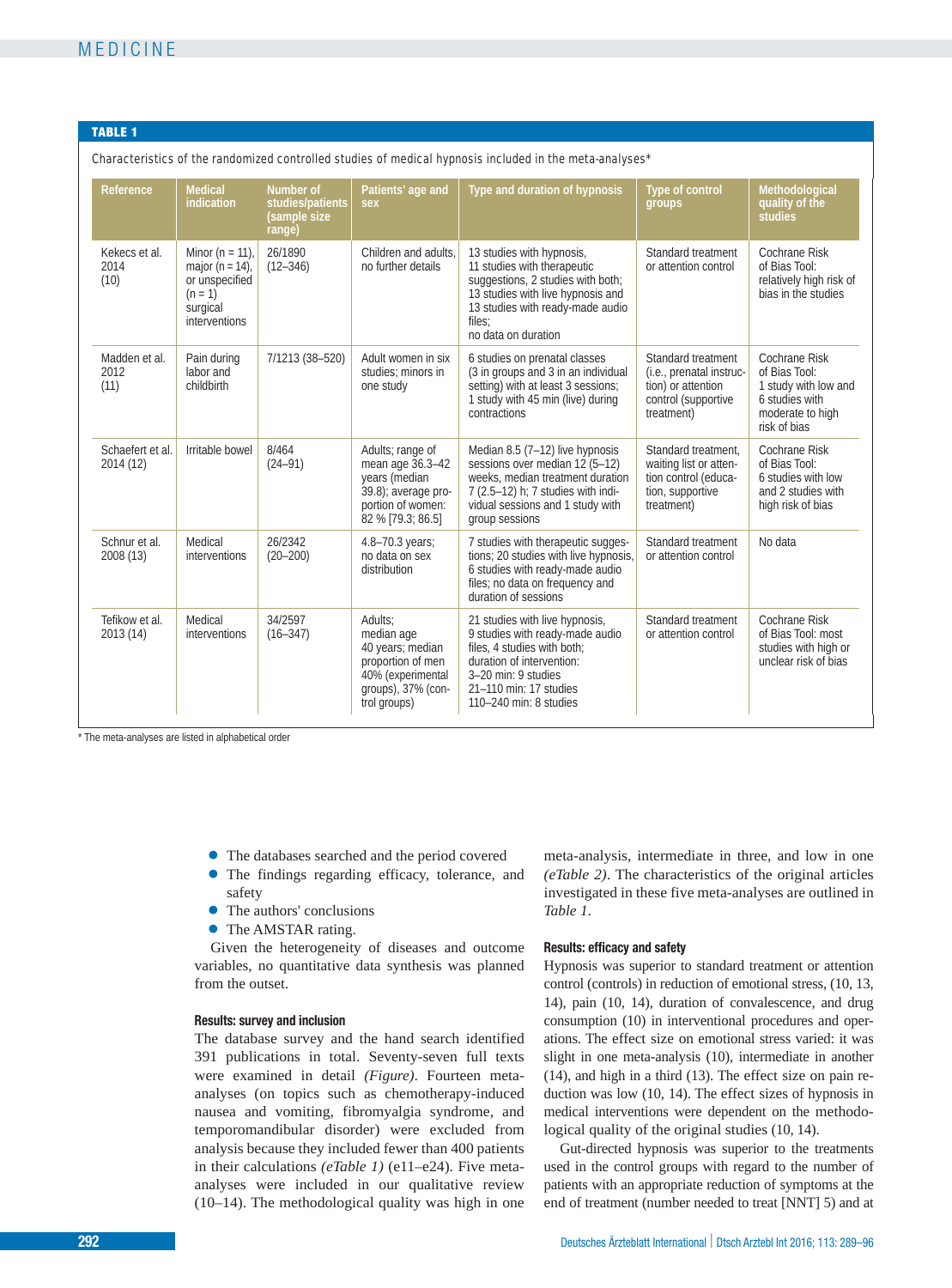**TABLE 1**

Characteristics of the randomized controlled studies of medical hypnosis included in the meta-analyses*

| Reference | Medical indication | Number of studies/patients (sample size range) | Patients' age and sex | Type and duration of hypnosis | Type of control groups | Methodological quality of the studies |
|---|---|---|---|---|---|---|
| Kekecs et al. 2014 (10) | Minor (n = 11), major (n = 14), or unspecified (n = 1) surgical interventions | 26/1890 (12–346) | Children and adults, no further details | 13 studies with hypnosis, 11 studies with therapeutic suggestions, 2 studies with both; 13 studies with live hypnosis and 13 studies with ready-made audio files; no data on duration | Standard treatment or attention control | Cochrane Risk of Bias Tool: relatively high risk of bias in the studies |
| Madden et al. 2012 (11) | Pain during labor and childbirth | 7/1213 (38–520) | Adult women in six studies; minors in one study | 6 studies on prenatal classes (3 in groups and 3 in an individual setting) with at least 3 sessions; 1 study with 45 min (live) during contractions | Standard treatment (i.e., prenatal instruction) or attention control (supportive treatment) | Cochrane Risk of Bias Tool: 1 study with low and 6 studies with moderate to high risk of bias |
| Schaefert et al. 2014 (12) | Irritable bowel | 8/464 (24–91) | Adults; range of mean age 36.3–42 years (median 39.8); average proportion of women: 82 % [79.3; 86.5] | Median 8.5 (7–12) live hypnosis sessions over median 12 (5–12) weeks, median treatment duration 7 (2.5–12) h; 7 studies with individual sessions and 1 study with group sessions | Standard treatment, waiting list or attention control (education, supportive treatment) | Cochrane Risk of Bias Tool: 6 studies with low and 2 studies with high risk of bias |
| Schnur et al. 2008 (13) | Medical interventions | 26/2342 (20–200) | 4.8–70.3 years; no data on sex distribution | 7 studies with therapeutic suggestions; 20 studies with live hypnosis, 6 studies with ready-made audio files; no data on frequency and duration of sessions | Standard treatment or attention control | No data |
| Tefikow et al. 2013 (14) | Medical interventions | 34/2597 (16–347) | Adults; median age 40 years; median proportion of men 40% (experimental groups), 37% (control groups) | 21 studies with live hypnosis, 9 studies with ready-made audio files, 4 studies with both; duration of intervention: 3–20 min: 9 studies 21–110 min: 17 studies 110–240 min: 8 studies | Standard treatment or attention control | Cochrane Risk of Bias Tool: most studies with high or unclear risk of bias |

\* The meta-analyses are listed in alphabetical order

- The databases searched and the period covered
- The findings regarding efficacy, tolerance, and safety
- The authors' conclusions
- The AMSTAR rating.

Given the heterogeneity of diseases and outcome variables, no quantitative data synthesis was planned from the outset.

### Results: survey and inclusion

The database survey and the hand search identified 391 publications in total. Seventy-seven full texts were examined in detail *(Figure)*. Fourteen meta-analyses (on topics such as chemotherapy-induced nausea and vomiting, fibromyalgia syndrome, and temporomandibular disorder) were excluded from analysis because they included fewer than 400 patients in their calculations *(eTable 1)* (e11–e24). Five meta-analyses were included in our qualitative review (10–14). The methodological quality was high in one meta-analysis, intermediate in three, and low in one *(eTable 2)*. The characteristics of the original articles investigated in these five meta-analyses are outlined in *Table 1*.

### Results: efficacy and safety

Hypnosis was superior to standard treatment or attention control (controls) in reduction of emotional stress, (10, 13, 14), pain (10, 14), duration of convalescence, and drug consumption (10) in interventional procedures and operations. The effect size on emotional stress varied: it was slight in one meta-analysis (10), intermediate in another (14), and high in a third (13). The effect size on pain reduction was low (10, 14). The effect sizes of hypnosis in medical interventions were dependent on the methodological quality of the original studies (10, 14).

Gut-directed hypnosis was superior to the treatments used in the control groups with regard to the number of patients with an appropriate reduction of symptoms at the end of treatment (number needed to treat [NNT] 5) and at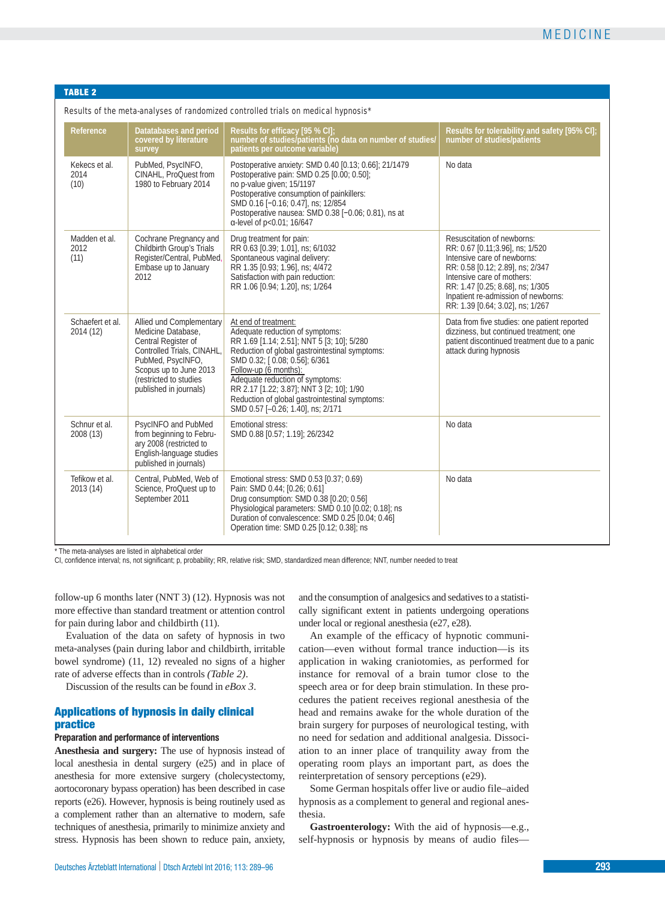**TABLE 2**

Results of the meta-analyses of randomized controlled trials on medical hypnosis*

| Reference | Datatabases and period covered by literature survey | Results for efficacy [95 % CI]; number of studies/patients (no data on number of studies/patients per outcome variable) | Results for tolerability and safety [95% CI]; number of studies/patients |
|---|---|---|---|
| Kekecs et al. 2014 (10) | PubMed, PsycINFO, CINAHL, ProQuest from 1980 to February 2014 | Postoperative anxiety: SMD 0.40 [0.13; 0.66]; 21/1479<br>Postoperative pain: SMD 0.25 [0.00; 0.50]; no p-value given; 15/1197<br>Postoperative consumption of painkillers: SMD 0.16 [−0.16; 0.47], ns; 12/854<br>Postoperative nausea: SMD 0.38 [−0.06; 0.81), ns at α-level of p<0.01; 16/647 | No data |
| Madden et al. 2012 (11) | Cochrane Pregnancy and Childbirth Group's Trials Register/Central, PubMed, Embase up to January 2012 | Drug treatment for pain: RR 0.63 [0.39; 1.01], ns; 6/1032<br>Spontaneous vaginal delivery: RR 1.35 [0.93; 1.96], ns; 4/472<br>Satisfaction with pain reduction: RR 1.06 [0.94; 1.20], ns; 1/264 | Resuscitation of newborns: RR: 0.67 [0.11;3.96], ns; 1/520<br>Intensive care of newborns: RR: 0.58 [0.12; 2.89], ns; 2/347<br>Intensive care of mothers: RR: 1.47 [0.25; 8.68], ns; 1/305<br>Inpatient re-admission of newborns: RR: 1.39 [0.64; 3.02], ns; 1/267 |
| Schaefert et al. 2014 (12) | Allied und Complementary Medicine Database, Central Register of Controlled Trials, CINAHL, PubMed, PsycINFO, Scopus up to June 2013 (restricted to studies published in journals) | At end of treatment:<br>Adequate reduction of symptoms: RR 1.69 [1.14; 2.51]; NNT 5 [3; 10]; 5/280<br>Reduction of global gastrointestinal symptoms: SMD 0.32; [ 0.08; 0.56]; 6/361<br>Follow-up (6 months):<br>Adequate reduction of symptoms: RR 2.17 [1.22; 3.87]; NNT 3 [2; 10]; 1/90<br>Reduction of global gastrointestinal symptoms: SMD 0.57 [–0.26; 1.40], ns; 2/171 | Data from five studies: one patient reported dizziness, but continued treatment; one patient discontinued treatment due to a panic attack during hypnosis |
| Schnur et al. 2008 (13) | PsycINFO and PubMed from beginning to February 2008 (restricted to English-language studies published in journals) | Emotional stress: SMD 0.88 [0.57; 1.19]; 26/2342 | No data |
| Tefikow et al. 2013 (14) | Central, PubMed, Web of Science, ProQuest up to September 2011 | Emotional stress: SMD 0.53 [0.37; 0.69)<br>Pain: SMD 0.44; [0.26; 0.61]<br>Drug consumption: SMD 0.38 [0.20; 0.56]<br>Physiological parameters: SMD 0.10 [0.02; 0.18]; ns<br>Duration of convalescence: SMD 0.25 [0.04; 0.46]<br>Operation time: SMD 0.25 [0.12; 0.38]; ns | No data |

\* The meta-analyses are listed in alphabetical order
CI, confidence interval; ns, not significant; p, probability; RR, relative risk; SMD, standardized mean difference; NNT, number needed to treat

follow-up 6 months later (NNT 3) (12). Hypnosis was not more effective than standard treatment or attention control for pain during labor and childbirth (11).

Evaluation of the data on safety of hypnosis in two meta-analyses (pain during labor and childbirth, irritable bowel syndrome) (11, 12) revealed no signs of a higher rate of adverse effects than in controls *(Table 2)*.

Discussion of the results can be found in *eBox 3*.

## Applications of hypnosis in daily clinical practice

### Preparation and performance of interventions

**Anesthesia and surgery:** The use of hypnosis instead of local anesthesia in dental surgery (e25) and in place of anesthesia for more extensive surgery (cholecystectomy, aortocoronary bypass operation) has been described in case reports (e26). However, hypnosis is being routinely used as a complement rather than an alternative to modern, safe techniques of anesthesia, primarily to minimize anxiety and stress. Hypnosis has been shown to reduce pain, anxiety, and the consumption of analgesics and sedatives to a statistically significant extent in patients undergoing operations under local or regional anesthesia (e27, e28).

An example of the efficacy of hypnotic communication—even without formal trance induction—is its application in waking craniotomies, as performed for instance for removal of a brain tumor close to the speech area or for deep brain stimulation. In these procedures the patient receives regional anesthesia of the head and remains awake for the whole duration of the brain surgery for purposes of neurological testing, with no need for sedation and additional analgesia. Dissociation to an inner place of tranquility away from the operating room plays an important part, as does the reinterpretation of sensory perceptions (e29).

Some German hospitals offer live or audio file–aided hypnosis as a complement to general and regional anesthesia.

**Gastroenterology:** With the aid of hypnosis—e.g., self-hypnosis or hypnosis by means of audio files—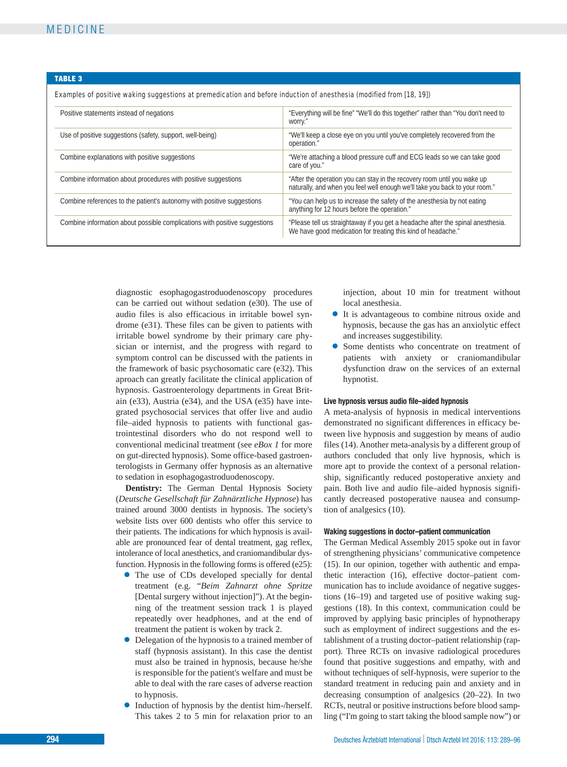**TABLE 3**

Examples of positive waking suggestions at premedication and before induction of anesthesia (modified from [18, 19])

| | |
|---|---|
| Positive statements instead of negations | "Everything will be fine" "We'll do this together" rather than "You don't need to worry." |
| Use of positive suggestions (safety, support, well-being) | "We'll keep a close eye on you until you've completely recovered from the operation." |
| Combine explanations with positive suggestions | "We're attaching a blood pressure cuff and ECG leads so we can take good care of you." |
| Combine information about procedures with positive suggestions | "After the operation you can stay in the recovery room until you wake up naturally, and when you feel well enough we'll take you back to your room." |
| Combine references to the patient's autonomy with positive suggestions | "You can help us to increase the safety of the anesthesia by not eating anything for 12 hours before the operation." |
| Combine information about possible complications with positive suggestions | "Please tell us straightaway if you get a headache after the spinal anesthesia. We have good medication for treating this kind of headache." |

diagnostic esophagogastroduodenoscopy procedures can be carried out without sedation (e30). The use of audio files is also efficacious in irritable bowel syndrome (e31). These files can be given to patients with irritable bowel syndrome by their primary care physician or internist, and the progress with regard to symptom control can be discussed with the patients in the framework of basic psychosomatic care (e32). This aproach can greatly facilitate the clinical application of hypnosis. Gastroenterology departments in Great Britain (e33), Austria (e34), and the USA (e35) have integrated psychosocial services that offer live and audio file–aided hypnosis to patients with functional gastrointestinal disorders who do not respond well to conventional medicinal treatment (see *eBox 1* for more on gut-directed hypnosis). Some office-based gastroenterologists in Germany offer hypnosis as an alternative to sedation in esophagogastroduodenoscopy.

**Dentistry:** The German Dental Hypnosis Society (*Deutsche Gesellschaft für Zahnärztliche Hypnose*) has trained around 3000 dentists in hypnosis. The society's website lists over 600 dentists who offer this service to their patients. The indications for which hypnosis is available are pronounced fear of dental treatment, gag reflex, intolerance of local anesthetics, and craniomandibular dysfunction. Hypnosis in the following forms is offered (e25):

- The use of CDs developed specially for dental treatment (e.g. "*Beim Zahnarzt ohne Spritze* [Dental surgery without injection]"). At the beginning of the treatment session track 1 is played repeatedly over headphones, and at the end of treatment the patient is woken by track 2.
- Delegation of the hypnosis to a trained member of staff (hypnosis assistant). In this case the dentist must also be trained in hypnosis, because he/she is responsible for the patient's welfare and must be able to deal with the rare cases of adverse reaction to hypnosis.
- Induction of hypnosis by the dentist him-/herself. This takes 2 to 5 min for relaxation prior to an injection, about 10 min for treatment without local anesthesia.
- It is advantageous to combine nitrous oxide and hypnosis, because the gas has an anxiolytic effect and increases suggestibility.
- Some dentists who concentrate on treatment of patients with anxiety or craniomandibular dysfunction draw on the services of an external hypnotist.

### Live hypnosis versus audio file–aided hypnosis

A meta-analysis of hypnosis in medical interventions demonstrated no significant differences in efficacy between live hypnosis and suggestion by means of audio files (14). Another meta-analysis by a different group of authors concluded that only live hypnosis, which is more apt to provide the context of a personal relationship, significantly reduced postoperative anxiety and pain. Both live and audio file–aided hypnosis significantly decreased postoperative nausea and consumption of analgesics (10).

### Waking suggestions in doctor–patient communication

The German Medical Assembly 2015 spoke out in favor of strengthening physicians' communicative competence (15). In our opinion, together with authentic and empathetic interaction (16), effective doctor–patient communication has to include avoidance of negative suggestions (16–19) and targeted use of positive waking suggestions (18). In this context, communication could be improved by applying basic principles of hypnotherapy such as employment of indirect suggestions and the establishment of a trusting doctor–patient relationship (rapport). Three RCTs on invasive radiological procedures found that positive suggestions and empathy, with and without techniques of self-hypnosis, were superior to the standard treatment in reducing pain and anxiety and in decreasing consumption of analgesics (20–22). In two RCTs, neutral or positive instructions before blood sampling ("I'm going to start taking the blood sample now") or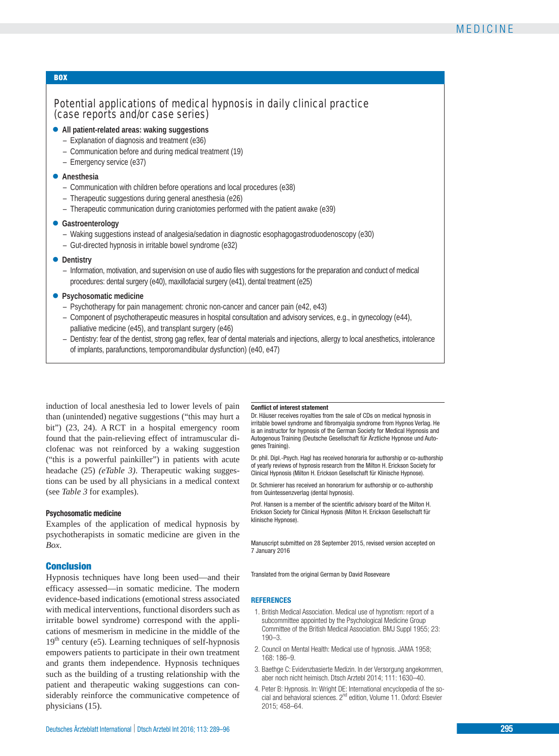**BOX**

## Potential applications of medical hypnosis in daily clinical practice (case reports and/or case series)

- **All patient-related areas: waking suggestions**
  - Explanation of diagnosis and treatment (e36)
  - Communication before and during medical treatment (19)
  - Emergency service (e37)
- **Anesthesia**
  - Communication with children before operations and local procedures (e38)
  - Therapeutic suggestions during general anesthesia (e26)
  - Therapeutic communication during craniotomies performed with the patient awake (e39)
- **Gastroenterology**
  - Waking suggestions instead of analgesia/sedation in diagnostic esophagogastroduodenoscopy (e30)
  - Gut-directed hypnosis in irritable bowel syndrome (e32)
- **Dentistry**
  - Information, motivation, and supervision on use of audio files with suggestions for the preparation and conduct of medical procedures: dental surgery (e40), maxillofacial surgery (e41), dental treatment (e25)
- **Psychosomatic medicine**
  - Psychotherapy for pain management: chronic non-cancer and cancer pain (e42, e43)
  - Component of psychotherapeutic measures in hospital consultation and advisory services, e.g., in gynecology (e44), palliative medicine (e45), and transplant surgery (e46)
  - Dentistry: fear of the dentist, strong gag reflex, fear of dental materials and injections, allergy to local anesthetics, intolerance of implants, parafunctions, temporomandibular dysfunction) (e40, e47)

induction of local anesthesia led to lower levels of pain than (unintended) negative suggestions ("this may hurt a bit") (23, 24). A RCT in a hospital emergency room found that the pain-relieving effect of intramuscular diclofenac was not reinforced by a waking suggestion ("this is a powerful painkiller") in patients with acute headache (25) *(eTable 3)*. Therapeutic waking suggestions can be used by all physicians in a medical context (see *Table 3* for examples).

### Psychosomatic medicine

Examples of the application of medical hypnosis by psychotherapists in somatic medicine are given in the *Box*.

## Conclusion

Hypnosis techniques have long been used—and their efficacy assessed—in somatic medicine. The modern evidence-based indications (emotional stress associated with medical interventions, functional disorders such as irritable bowel syndrome) correspond with the applications of mesmerism in medicine in the middle of the 19th century (e5). Learning techniques of self-hypnosis empowers patients to participate in their own treatment and grants them independence. Hypnosis techniques such as the building of a trusting relationship with the patient and therapeutic waking suggestions can considerably reinforce the communicative competence of physicians (15).

**Conflict of interest statement**

Dr. Häuser receives royalties from the sale of CDs on medical hypnosis in irritable bowel syndrome and fibromyalgia syndrome from Hypnos Verlag. He is an instructor for hypnosis of the German Society for Medical Hypnosis and Autogenous Training (Deutsche Gesellschaft für Ärztliche Hypnose und Autogenes Training).

Dr. phil. Dipl.-Psych. Hagl has received honoraria for authorship or co-authorship of yearly reviews of hypnosis research from the Milton H. Erickson Society for Clinical Hypnosis (Milton H. Erickson Gesellschaft für Klinische Hypnose).

Dr. Schmierer has received an honorarium for authorship or co-authorship from Quintessenzverlag (dental hypnosis).

Prof. Hansen is a member of the scientific advisory board of the Milton H. Erickson Society for Clinical Hypnosis (Milton H. Erickson Gesellschaft für klinische Hypnose).

Manuscript submitted on 28 September 2015, revised version accepted on 7 January 2016

Translated from the original German by David Roseveare

## REFERENCES

1. British Medical Association. Medical use of hypnotism: report of a subcommittee appointed by the Psychological Medicine Group Committee of the British Medical Association. BMJ Suppl 1955; 23: 190–3.
2. Council on Mental Health: Medical use of hypnosis. JAMA 1958; 168: 186–9.
3. Baethge C: Evidenzbasierte Medizin. In der Versorgung angekommen, aber noch nicht heimisch. Dtsch Arztebl 2014; 111: 1630–40.
4. Peter B: Hypnosis. In: Wright DE: International encyclopedia of the social and behavioral sciences. 2nd edition, Volume 11. Oxford: Elsevier 2015; 458–64.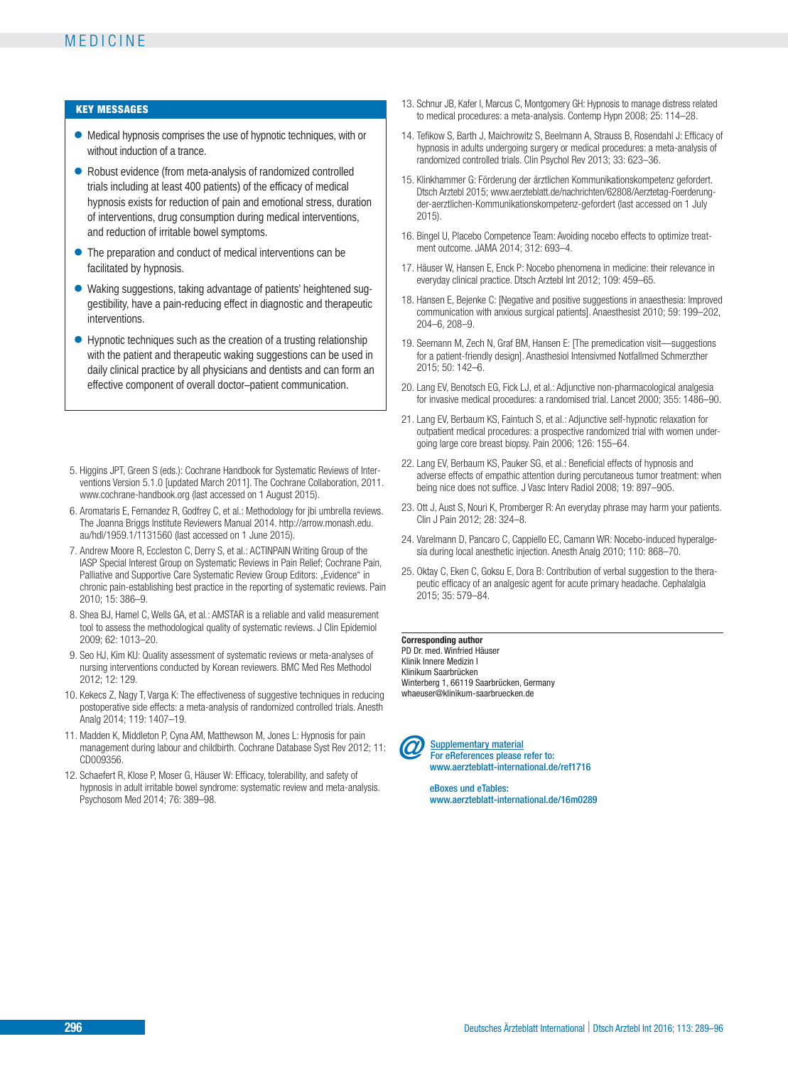## KEY MESSAGES

- Medical hypnosis comprises the use of hypnotic techniques, with or without induction of a trance.
- Robust evidence (from meta-analysis of randomized controlled trials including at least 400 patients) of the efficacy of medical hypnosis exists for reduction of pain and emotional stress, duration of interventions, drug consumption during medical interventions, and reduction of irritable bowel symptoms.
- The preparation and conduct of medical interventions can be facilitated by hypnosis.
- Waking suggestions, taking advantage of patients' heightened suggestibility, have a pain-reducing effect in diagnostic and therapeutic interventions.
- Hypnotic techniques such as the creation of a trusting relationship with the patient and therapeutic waking suggestions can be used in daily clinical practice by all physicians and dentists and can form an effective component of overall doctor–patient communication.

5. Higgins JPT, Green S (eds.): Cochrane Handbook for Systematic Reviews of Interventions Version 5.1.0 [updated March 2011]. The Cochrane Collaboration, 2011. www.cochrane-handbook.org (last accessed on 1 August 2015).
6. Aromataris E, Fernandez R, Godfrey C, et al.: Methodology for jbi umbrella reviews. The Joanna Briggs Institute Reviewers Manual 2014. http://arrow.monash.edu.au/hdl/1959.1/1131560 (last accessed on 1 June 2015).
7. Andrew Moore R, Eccleston C, Derry S, et al.: ACTINPAIN Writing Group of the IASP Special Interest Group on Systematic Reviews in Pain Relief; Cochrane Pain, Palliative and Supportive Care Systematic Review Group Editors: „Evidence" in chronic pain-establishing best practice in the reporting of systematic reviews. Pain 2010; 15: 386–9.
8. Shea BJ, Hamel C, Wells GA, et al.: AMSTAR is a reliable and valid measurement tool to assess the methodological quality of systematic reviews. J Clin Epidemiol 2009; 62: 1013–20.
9. Seo HJ, Kim KU: Quality assessment of systematic reviews or meta-analyses of nursing interventions conducted by Korean reviewers. BMC Med Res Methodol 2012; 12: 129.
10. Kekecs Z, Nagy T, Varga K: The effectiveness of suggestive techniques in reducing postoperative side effects: a meta-analysis of randomized controlled trials. Anesth Analg 2014; 119: 1407–19.
11. Madden K, Middleton P, Cyna AM, Matthewson M, Jones L: Hypnosis for pain management during labour and childbirth. Cochrane Database Syst Rev 2012; 11: CD009356.
12. Schaefert R, Klose P, Moser G, Häuser W: Efficacy, tolerability, and safety of hypnosis in adult irritable bowel syndrome: systematic review and meta-analysis. Psychosom Med 2014; 76: 389–98.
13. Schnur JB, Kafer I, Marcus C, Montgomery GH: Hypnosis to manage distress related to medical procedures: a meta-analysis. Contemp Hypn 2008; 25: 114–28.
14. Tefikow S, Barth J, Maichrowitz S, Beelmann A, Strauss B, Rosendahl J: Efficacy of hypnosis in adults undergoing surgery or medical procedures: a meta-analysis of randomized controlled trials. Clin Psychol Rev 2013; 33: 623–36.
15. Klinkhammer G: Förderung der ärztlichen Kommunikationskompetenz gefordert. Dtsch Arztebl 2015; www.aerzteblatt.de/nachrichten/62808/Aerztetag-Foerderung-der-aerztlichen-Kommunikationskompetenz-gefordert (last accessed on 1 July 2015).
16. Bingel U, Placebo Competence Team: Avoiding nocebo effects to optimize treatment outcome. JAMA 2014; 312: 693–4.
17. Häuser W, Hansen E, Enck P: Nocebo phenomena in medicine: their relevance in everyday clinical practice. Dtsch Arztebl Int 2012; 109: 459–65.
18. Hansen E, Bejenke C: [Negative and positive suggestions in anaesthesia: Improved communication with anxious surgical patients]. Anaesthesist 2010; 59: 199–202, 204–6, 208–9.
19. Seemann M, Zech N, Graf BM, Hansen E: [The premedication visit—suggestions for a patient-friendly design]. Anasthesiol Intensivmed Notfallmed Schmerzther 2015; 50: 142–6.
20. Lang EV, Benotsch EG, Fick LJ, et al.: Adjunctive non-pharmacological analgesia for invasive medical procedures: a randomised trial. Lancet 2000; 355: 1486–90.
21. Lang EV, Berbaum KS, Faintuch S, et al.: Adjunctive self-hypnotic relaxation for outpatient medical procedures: a prospective randomized trial with women undergoing large core breast biopsy. Pain 2006; 126: 155–64.
22. Lang EV, Berbaum KS, Pauker SG, et al.: Beneficial effects of hypnosis and adverse effects of empathic attention during percutaneous tumor treatment: when being nice does not suffice. J Vasc Interv Radiol 2008; 19: 897–905.
23. Ott J, Aust S, Nouri K, Promberger R: An everyday phrase may harm your patients. Clin J Pain 2012; 28: 324–8.
24. Varelmann D, Pancaro C, Cappiello EC, Camann WR: Nocebo-induced hyperalgesia during local anesthetic injection. Anesth Analg 2010; 110: 868–70.
25. Oktay C, Eken C, Goksu E, Dora B: Contribution of verbal suggestion to the therapeutic efficacy of an analgesic agent for acute primary headache. Cephalalgia 2015; 35: 579–84.

**Corresponding author**
PD Dr. med. Winfried Häuser
Klinik Innere Medizin I
Klinikum Saarbrücken
Winterberg 1, 66119 Saarbrücken, Germany
whaeuser@klinikum-saarbruecken.de

Supplementary material
For eReferences please refer to:
www.aerzteblatt-international.de/ref1716

eBoxes und eTables:
www.aerzteblatt-international.de/16m0289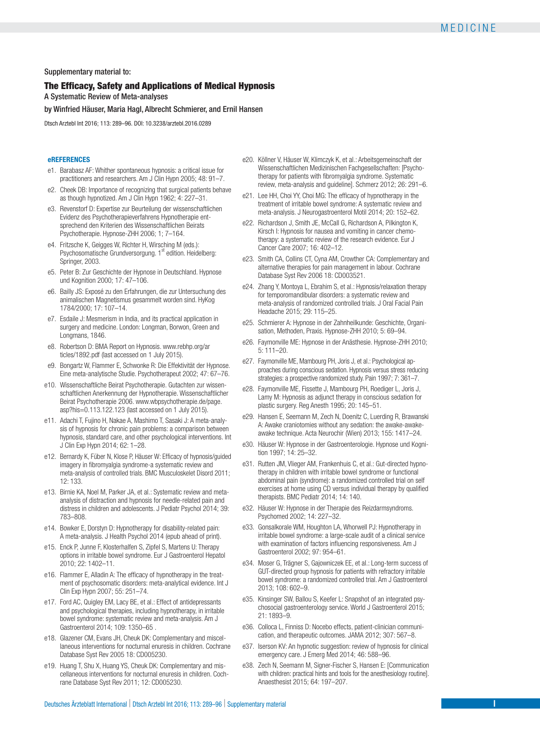Supplementary material to:

# The Efficacy, Safety and Applications of Medical Hypnosis

A Systematic Review of Meta-analyses

by Winfried Häuser, Maria Hagl, Albrecht Schmierer, and Ernil Hansen

Dtsch Arztebl Int 2016; 113: 289–96. DOI: 10.3238/arztebl.2016.0289

## eREFERENCES

- e1. Barabasz AF: Whither spontaneous hypnosis: a critical issue for practitioners and researchers. Am J Clin Hypn 2005; 48: 91–7.
- e2. Cheek DB: Importance of recognizing that surgical patients behave as though hypnotized. Am J Clin Hypn 1962; 4: 227–31.
- e3. Revenstorf D: Expertise zur Beurteilung der wissenschaftlichen Evidenz des Psychotherapieverfahrens Hypnotherapie entsprechend den Kriterien des Wissenschaftlichen Beirats Psychotherapie. Hypnose-ZHH 2006; 1; 7–164.
- e4. Fritzsche K, Geigges W, Richter H, Wirsching M (eds.): Psychosomatische Grundversorgung. 1st edition. Heidelberg: Springer, 2003.
- e5. Peter B: Zur Geschichte der Hypnose in Deutschland. Hypnose und Kognition 2000; 17: 47–106.
- e6. Bailly JS: Exposé zu den Erfahrungen, die zur Untersuchung des animalischen Magnetismus gesammelt worden sind. HyKog 1784/2000; 17: 107–14.
- e7. Esdaile J: Mesmerism in India, and its practical application in surgery and medicine. London: Longman, Borwon, Green and Longmans, 1846.
- e8. Robertson D: BMA Report on Hypnosis. www.rebhp.org/articles/1892.pdf (last accessed on 1 July 2015).
- e9. Bongartz W, Flammer E, Schwonke R: Die Effektivität der Hypnose. Eine meta-analytische Studie. Psychotherapeut 2002; 47: 67–76.
- e10. Wissenschaftliche Beirat Psychotherapie. Gutachten zur wissenschaftlichen Anerkennung der Hypnotherapie. Wissenschaftlicher Beirat Psychotherapie 2006. www.wbpsychotherapie.de/page.asp?his=0.113.122.123 (last accessed on 1 July 2015).
- e11. Adachi T, Fujino H, Nakae A, Mashimo T, Sasaki J: A meta-analysis of hypnosis for chronic pain problems: a comparison between hypnosis, standard care, and other psychological interventions. Int J Clin Exp Hypn 2014; 62: 1–28.
- e12. Bernardy K, Füber N, Klose P, Häuser W: Efficacy of hypnosis/guided imagery in fibromyalgia syndrome-a systematic review and meta-analysis of controlled trials. BMC Musculoskelet Disord 2011; 12: 133.
- e13. Birnie KA, Noel M, Parker JA, et al.: Systematic review and meta-analysis of distraction and hypnosis for needle-related pain and distress in children and adolescents. J Pediatr Psychol 2014; 39: 783–808.
- e14. Bowker E, Dorstyn D: Hypnotherapy for disability-related pain: A meta-analysis. J Health Psychol 2014 (epub ahead of print).
- e15. Enck P, Junne F, Klosterhalfen S, Zipfel S, Martens U: Therapy options in irritable bowel syndrome. Eur J Gastroenterol Hepatol 2010; 22: 1402–11.
- e16. Flammer E, Alladin A: The efficacy of hypnotherapy in the treatment of psychosomatic disorders: meta-analytical evidence. Int J Clin Exp Hypn 2007; 55: 251–74.
- e17. Ford AC, Quigley EM, Lacy BE, et al.: Effect of antidepressants and psychological therapies, including hypnotherapy, in irritable bowel syndrome: systematic review and meta-analysis. Am J Gastroenterol 2014; 109: 1350–65 .
- e18. Glazener CM, Evans JH, Cheuk DK: Complementary and miscellaneous interventions for nocturnal enuresis in children. Cochrane Database Syst Rev 2005 18: CD005230.
- e19. Huang T, Shu X, Huang YS, Cheuk DK: Complementary and miscellaneous interventions for nocturnal enuresis in children. Cochrane Database Syst Rev 2011; 12: CD005230.
- e20. Köllner V, Häuser W, Klimczyk K, et al.: Arbeitsgemeinschaft der Wissenschaftlichen Medizinischen Fachgesellschaften: [Psychotherapy for patients with fibromyalgia syndrome. Systematic review, meta-analysis and guideline]. Schmerz 2012; 26: 291–6.
- e21. Lee HH, Choi YY, Choi MG: The efficacy of hypnotherapy in the treatment of irritable bowel syndrome: A systematic review and meta-analysis. J Neurogastroenterol Motil 2014; 20: 152–62.
- e22. Richardson J, Smith JE, McCall G, Richardson A, Pilkington K, Kirsch I: Hypnosis for nausea and vomiting in cancer chemotherapy: a systematic review of the research evidence. Eur J Cancer Care 2007; 16: 402–12.
- e23. Smith CA, Collins CT, Cyna AM, Crowther CA: Complementary and alternative therapies for pain management in labour. Cochrane Database Syst Rev 2006 18: CD003521.
- e24. Zhang Y, Montoya L, Ebrahim S, et al.: Hypnosis/relaxation therapy for temporomandibular disorders: a systematic review and meta-analysis of randomized controlled trials. J Oral Facial Pain Headache 2015; 29: 115–25.
- e25. Schmierer A: Hypnose in der Zahnheilkunde: Geschichte, Organisation, Methoden, Praxis. Hypnose-ZHH 2010; 5: 69–94.
- e26. Faymonville ME: Hypnose in der Anästhesie. Hypnose-ZHH 2010; 5: 111–20.
- e27. Faymonville ME, Mambourg PH, Joris J, et al.: Psychological approaches during conscious sedation. Hypnosis versus stress reducing strategies: a prospective randomized study. Pain 1997; 7: 361–7.
- e28. Faymonville ME, Fissette J, Mambourg PH, Roediger L, Joris J, Lamy M: Hypnosis as adjunct therapy in conscious sedation for plastic surgery. Reg Anesth 1995; 20: 145–51.
- e29. Hansen E, Seemann M, Zech N, Doenitz C, Luerding R, Brawanski A: Awake craniotomies without any sedation: the awake-awake-awake technique. Acta Neurochir (Wien) 2013; 155: 1417–24.
- e30. Häuser W: Hypnose in der Gastroenterologie. Hypnose und Kognition 1997; 14: 25–32.
- e31. Rutten JM, Vlieger AM, Frankenhuis C, et al.: Gut-directed hypnotherapy in children with irritable bowel syndrome or functional abdominal pain (syndrome): a randomized controlled trial on self exercises at home using CD versus individual therapy by qualified therapists. BMC Pediatr 2014; 14: 140.
- e32. Häuser W: Hypnose in der Therapie des Reizdarmsyndroms. Psychomed 2002; 14: 227–32.
- e33. Gonsalkorale WM, Houghton LA, Whorwell PJ: Hypnotherapy in irritable bowel syndrome: a large-scale audit of a clinical service with examination of factors influencing responsiveness. Am J Gastroenterol 2002; 97: 954–61.
- e34. Moser G, Trägner S, Gajowniczek EE, et al.: Long-term success of GUT-directed group hypnosis for patients with refractory irritable bowel syndrome: a randomized controlled trial. Am J Gastroenterol 2013; 108: 602–9.
- e35. Kinsinger SW, Ballou S, Keefer L: Snapshot of an integrated psychosocial gastroenterology service. World J Gastroenterol 2015; 21: 1893–9.
- e36. Colloca L, Finniss D: Nocebo effects, patient-clinician communication, and therapeutic outcomes. JAMA 2012; 307: 567–8.
- e37. Iserson KV: An hypnotic suggestion: review of hypnosis for clinical emergency care. J Emerg Med 2014; 46: 588–96.
- e38. Zech N, Seemann M, Signer-Fischer S, Hansen E: [Communication with children: practical hints and tools for the anesthesiology routine]. Anaesthesist 2015; 64: 197–207.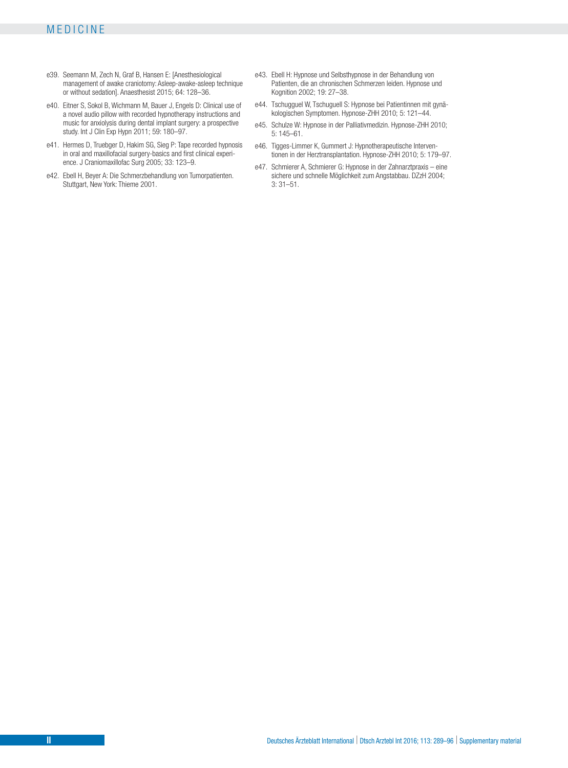e39. Seemann M, Zech N, Graf B, Hansen E: [Anesthesiological management of awake craniotomy: Asleep-awake-asleep technique or without sedation]. Anaesthesist 2015; 64: 128–36.

e40. Eitner S, Sokol B, Wichmann M, Bauer J, Engels D: Clinical use of a novel audio pillow with recorded hypnotherapy instructions and music for anxiolysis during dental implant surgery: a prospective study. Int J Clin Exp Hypn 2011; 59: 180–97.

e41. Hermes D, Truebger D, Hakim SG, Sieg P: Tape recorded hypnosis in oral and maxillofacial surgery-basics and first clinical experience. J Craniomaxillofac Surg 2005; 33: 123–9.

e42. Ebell H, Beyer A: Die Schmerzbehandlung von Tumorpatienten. Stuttgart, New York: Thieme 2001.

e43. Ebell H: Hypnose und Selbsthypnose in der Behandlung von Patienten, die an chronischen Schmerzen leiden. Hypnose und Kognition 2002; 19: 27–38.

e44. Tschugguel W, Tschuguell S: Hypnose bei Patientinnen mit gynäkologischen Symptomen. Hypnose-ZHH 2010; 5: 121–44.

e45. Schulze W: Hypnose in der Palliativmedizin. Hypnose-ZHH 2010; 5: 145–61.

e46. Tigges-Limmer K, Gummert J: Hypnotherapeutische Interventionen in der Herztransplantation. Hypnose-ZHH 2010; 5: 179–97.

e47. Schmierer A, Schmierer G: Hypnose in der Zahnarztpraxis – eine sichere und schnelle Möglichkeit zum Angstabbau. DZzH 2004; 3: 31–51.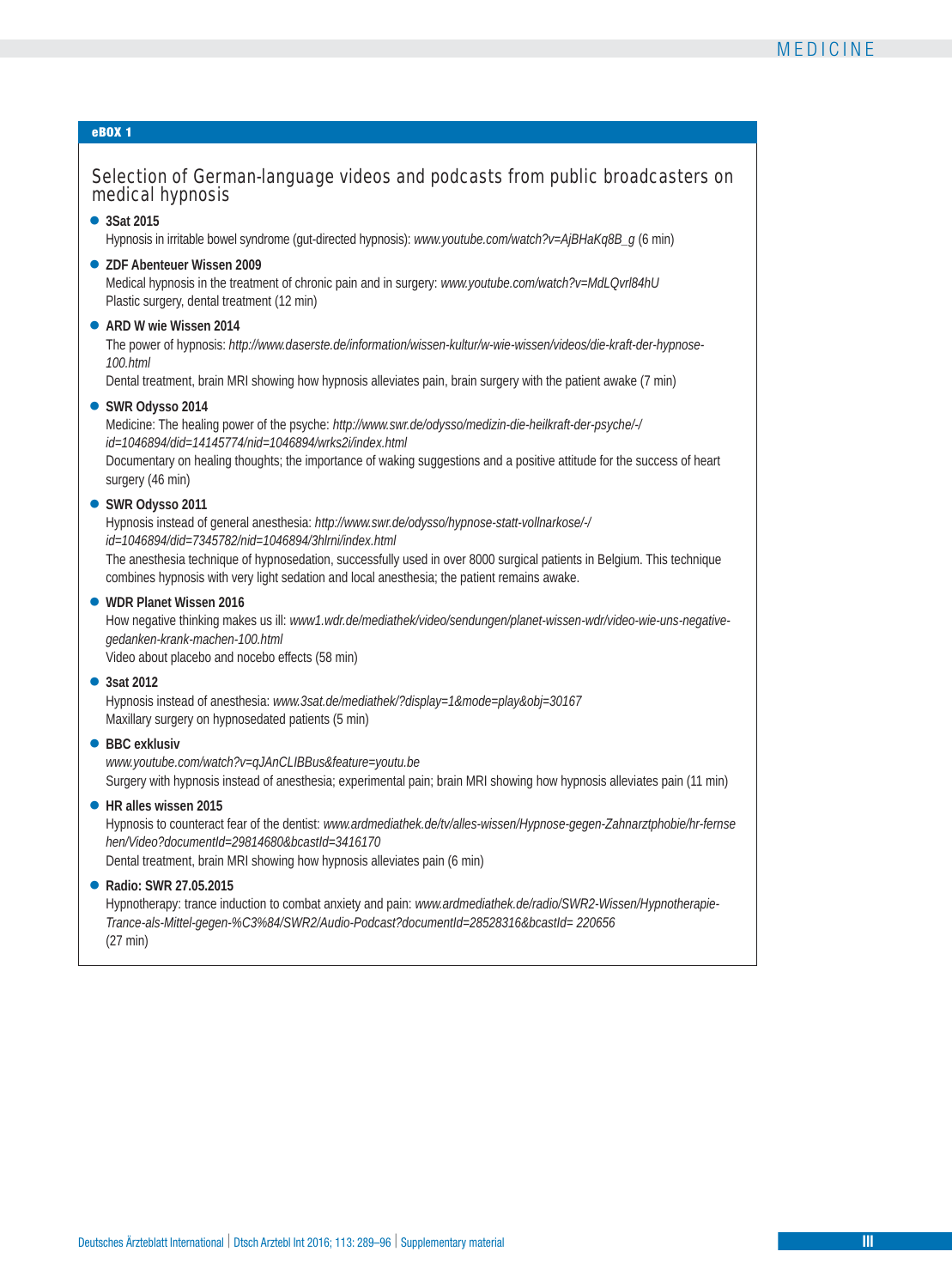**eBOX 1**

## Selection of German-language videos and podcasts from public broadcasters on medical hypnosis

- **3Sat 2015**
  Hypnosis in irritable bowel syndrome (gut-directed hypnosis): *www.youtube.com/watch?v=AjBHaKq8B_g* (6 min)
- **ZDF Abenteuer Wissen 2009**
  Medical hypnosis in the treatment of chronic pain and in surgery: *www.youtube.com/watch?v=MdLQvrl84hU*
  Plastic surgery, dental treatment (12 min)
- **ARD W wie Wissen 2014**
  The power of hypnosis: *http://www.daserste.de/information/wissen-kultur/w-wie-wissen/videos/die-kraft-der-hypnose-100.html*
  Dental treatment, brain MRI showing how hypnosis alleviates pain, brain surgery with the patient awake (7 min)
- **SWR Odysso 2014**
  Medicine: The healing power of the psyche: *http://www.swr.de/odysso/medizin-die-heilkraft-der-psyche/-/id=1046894/did=14145774/nid=1046894/wrks2i/index.html*
  Documentary on healing thoughts; the importance of waking suggestions and a positive attitude for the success of heart surgery (46 min)
- **SWR Odysso 2011**
  Hypnosis instead of general anesthesia: *http://www.swr.de/odysso/hypnose-statt-vollnarkose/-/id=1046894/did=7345782/nid=1046894/3hlrni/index.html*
  The anesthesia technique of hypnosedation, successfully used in over 8000 surgical patients in Belgium. This technique combines hypnosis with very light sedation and local anesthesia; the patient remains awake.
- **WDR Planet Wissen 2016**
  How negative thinking makes us ill: *www1.wdr.de/mediathek/video/sendungen/planet-wissen-wdr/video-wie-uns-negative-gedanken-krank-machen-100.html*
  Video about placebo and nocebo effects (58 min)
- **3sat 2012**
  Hypnosis instead of anesthesia: *www.3sat.de/mediathek/?display=1&mode=play&obj=30167*
  Maxillary surgery on hypnosedated patients (5 min)
- **BBC exklusiv**
  *www.youtube.com/watch?v=qJAnCLIBBus&feature=youtu.be*
  Surgery with hypnosis instead of anesthesia; experimental pain; brain MRI showing how hypnosis alleviates pain (11 min)
- **HR alles wissen 2015**
  Hypnosis to counteract fear of the dentist: *www.ardmediathek.de/tv/alles-wissen/Hypnose-gegen-Zahnarztphobie/hr-fernsehen/Video?documentId=29814680&bcastId=3416170*
  Dental treatment, brain MRI showing how hypnosis alleviates pain (6 min)
- **Radio: SWR 27.05.2015**
  Hypnotherapy: trance induction to combat anxiety and pain: *www.ardmediathek.de/radio/SWR2-Wissen/Hypnotherapie-Trance-als-Mittel-gegen-%C3%84/SWR2/Audio-Podcast?documentId=28528316&bcastId= 220656*
  (27 min)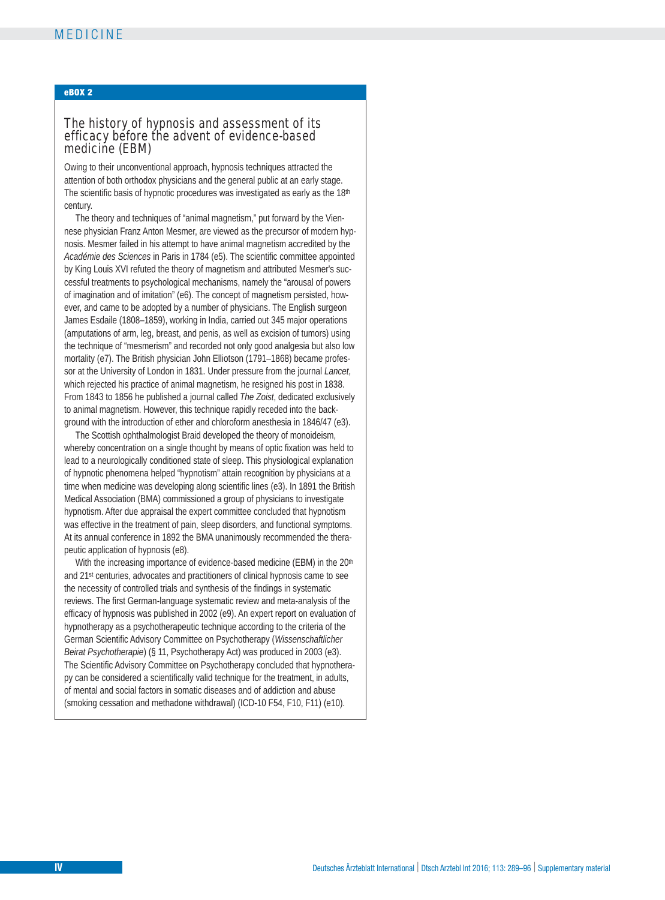**eBOX 2**

## The history of hypnosis and assessment of its efficacy before the advent of evidence-based medicine (EBM)

Owing to their unconventional approach, hypnosis techniques attracted the attention of both orthodox physicians and the general public at an early stage. The scientific basis of hypnotic procedures was investigated as early as the 18th century.

The theory and techniques of "animal magnetism," put forward by the Viennese physician Franz Anton Mesmer, are viewed as the precursor of modern hypnosis. Mesmer failed in his attempt to have animal magnetism accredited by the *Académie des Sciences* in Paris in 1784 (e5). The scientific committee appointed by King Louis XVI refuted the theory of magnetism and attributed Mesmer's successful treatments to psychological mechanisms, namely the "arousal of powers of imagination and of imitation" (e6). The concept of magnetism persisted, however, and came to be adopted by a number of physicians. The English surgeon James Esdaile (1808–1859), working in India, carried out 345 major operations (amputations of arm, leg, breast, and penis, as well as excision of tumors) using the technique of "mesmerism" and recorded not only good analgesia but also low mortality (e7). The British physician John Elliotson (1791–1868) became professor at the University of London in 1831. Under pressure from the journal *Lancet*, which rejected his practice of animal magnetism, he resigned his post in 1838. From 1843 to 1856 he published a journal called *The Zoist*, dedicated exclusively to animal magnetism. However, this technique rapidly receded into the background with the introduction of ether and chloroform anesthesia in 1846/47 (e3).

The Scottish ophthalmologist Braid developed the theory of monoideism, whereby concentration on a single thought by means of optic fixation was held to lead to a neurologically conditioned state of sleep. This physiological explanation of hypnotic phenomena helped "hypnotism" attain recognition by physicians at a time when medicine was developing along scientific lines (e3). In 1891 the British Medical Association (BMA) commissioned a group of physicians to investigate hypnotism. After due appraisal the expert committee concluded that hypnotism was effective in the treatment of pain, sleep disorders, and functional symptoms. At its annual conference in 1892 the BMA unanimously recommended the therapeutic application of hypnosis (e8).

With the increasing importance of evidence-based medicine (EBM) in the 20th and 21st centuries, advocates and practitioners of clinical hypnosis came to see the necessity of controlled trials and synthesis of the findings in systematic reviews. The first German-language systematic review and meta-analysis of the efficacy of hypnosis was published in 2002 (e9). An expert report on evaluation of hypnotherapy as a psychotherapeutic technique according to the criteria of the German Scientific Advisory Committee on Psychotherapy (*Wissenschaftlicher Beirat Psychotherapie*) (§ 11, Psychotherapy Act) was produced in 2003 (e3). The Scientific Advisory Committee on Psychotherapy concluded that hypnotherapy can be considered a scientifically valid technique for the treatment, in adults, of mental and social factors in somatic diseases and of addiction and abuse (smoking cessation and methadone withdrawal) (ICD-10 F54, F10, F11) (e10).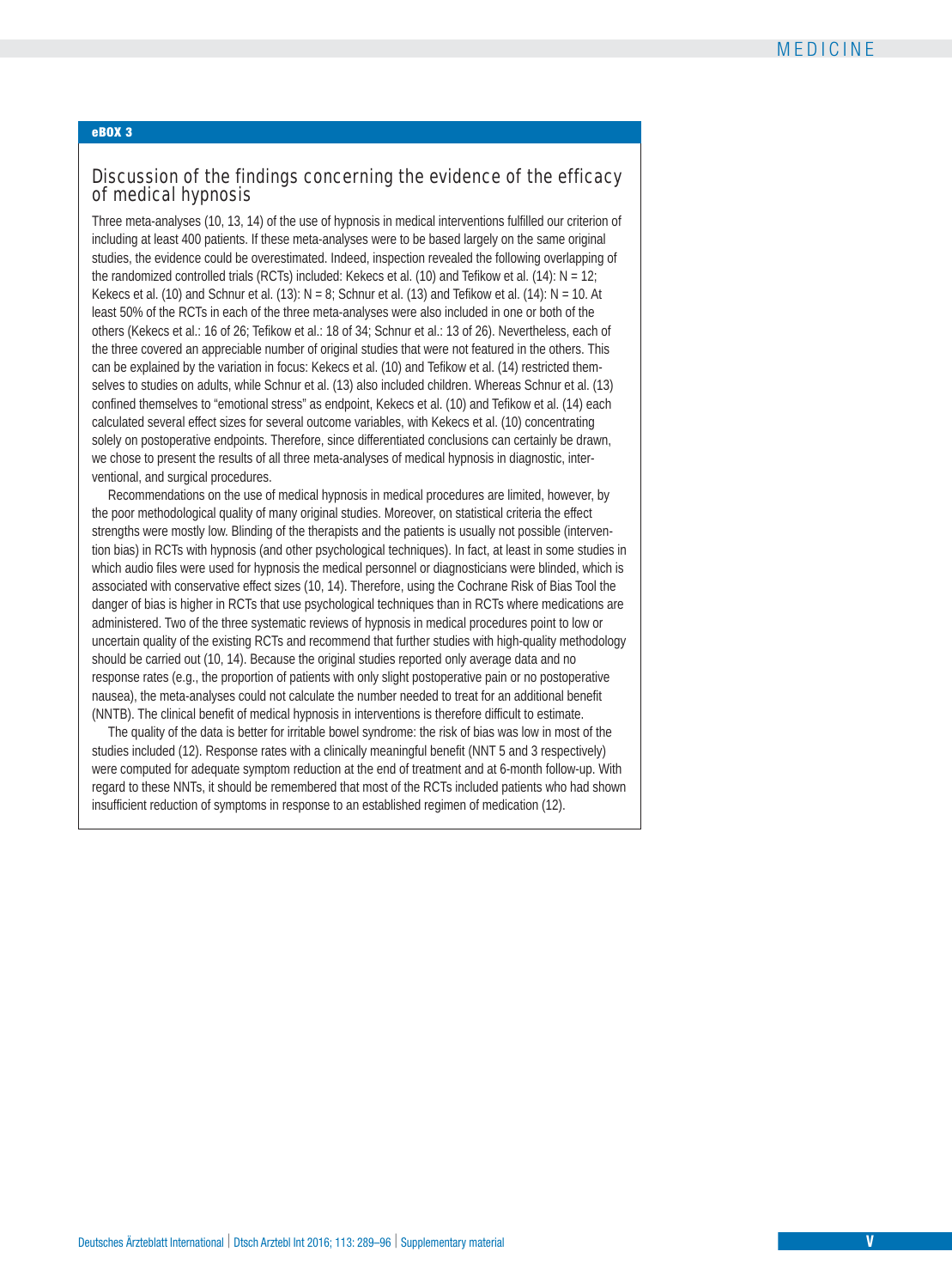**eBOX 3**

## Discussion of the findings concerning the evidence of the efficacy of medical hypnosis

Three meta-analyses (10, 13, 14) of the use of hypnosis in medical interventions fulfilled our criterion of including at least 400 patients. If these meta-analyses were to be based largely on the same original studies, the evidence could be overestimated. Indeed, inspection revealed the following overlapping of the randomized controlled trials (RCTs) included: Kekecs et al. (10) and Tefikow et al. (14): N = 12; Kekecs et al. (10) and Schnur et al. (13): N = 8; Schnur et al. (13) and Tefikow et al. (14): N = 10. At least 50% of the RCTs in each of the three meta-analyses were also included in one or both of the others (Kekecs et al.: 16 of 26; Tefikow et al.: 18 of 34; Schnur et al.: 13 of 26). Nevertheless, each of the three covered an appreciable number of original studies that were not featured in the others. This can be explained by the variation in focus: Kekecs et al. (10) and Tefikow et al. (14) restricted themselves to studies on adults, while Schnur et al. (13) also included children. Whereas Schnur et al. (13) confined themselves to "emotional stress" as endpoint, Kekecs et al. (10) and Tefikow et al. (14) each calculated several effect sizes for several outcome variables, with Kekecs et al. (10) concentrating solely on postoperative endpoints. Therefore, since differentiated conclusions can certainly be drawn, we chose to present the results of all three meta-analyses of medical hypnosis in diagnostic, interventional, and surgical procedures.

Recommendations on the use of medical hypnosis in medical procedures are limited, however, by the poor methodological quality of many original studies. Moreover, on statistical criteria the effect strengths were mostly low. Blinding of the therapists and the patients is usually not possible (intervention bias) in RCTs with hypnosis (and other psychological techniques). In fact, at least in some studies in which audio files were used for hypnosis the medical personnel or diagnosticians were blinded, which is associated with conservative effect sizes (10, 14). Therefore, using the Cochrane Risk of Bias Tool the danger of bias is higher in RCTs that use psychological techniques than in RCTs where medications are administered. Two of the three systematic reviews of hypnosis in medical procedures point to low or uncertain quality of the existing RCTs and recommend that further studies with high-quality methodology should be carried out (10, 14). Because the original studies reported only average data and no response rates (e.g., the proportion of patients with only slight postoperative pain or no postoperative nausea), the meta-analyses could not calculate the number needed to treat for an additional benefit (NNTB). The clinical benefit of medical hypnosis in interventions is therefore difficult to estimate.

The quality of the data is better for irritable bowel syndrome: the risk of bias was low in most of the studies included (12). Response rates with a clinically meaningful benefit (NNT 5 and 3 respectively) were computed for adequate symptom reduction at the end of treatment and at 6-month follow-up. With regard to these NNTs, it should be remembered that most of the RCTs included patients who had shown insufficient reduction of symptoms in response to an established regimen of medication (12).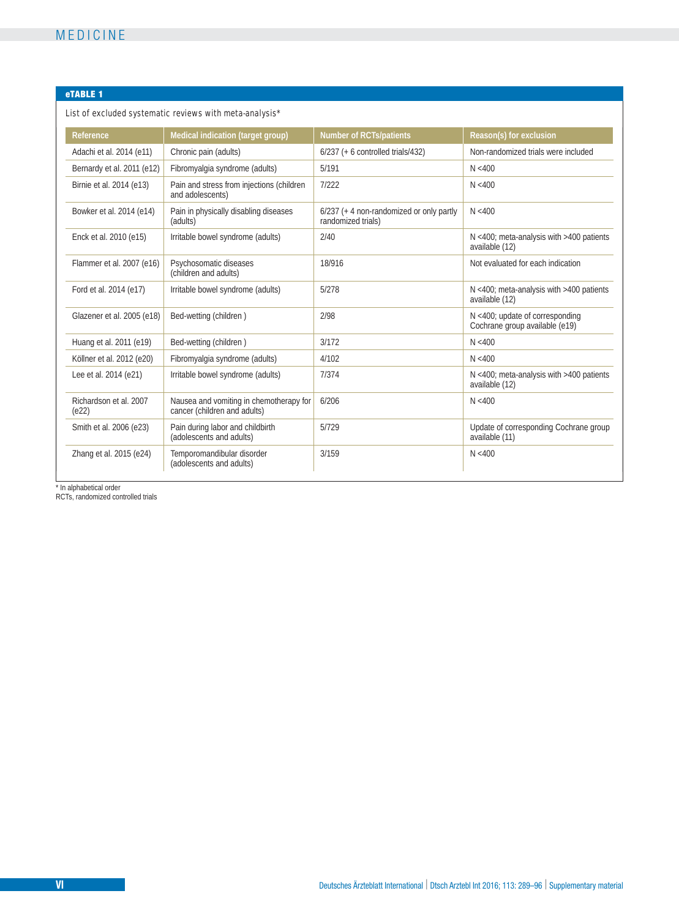**eTABLE 1**

List of excluded systematic reviews with meta-analysis*

| Reference | Medical indication (target group) | Number of RCTs/patients | Reason(s) for exclusion |
|---|---|---|---|
| Adachi et al. 2014 (e11) | Chronic pain (adults) | 6/237 (+ 6 controlled trials/432) | Non-randomized trials were included |
| Bernardy et al. 2011 (e12) | Fibromyalgia syndrome (adults) | 5/191 | N <400 |
| Birnie et al. 2014 (e13) | Pain and stress from injections (children and adolescents) | 7/222 | N <400 |
| Bowker et al. 2014 (e14) | Pain in physically disabling diseases (adults) | 6/237 (+ 4 non-randomized or only partly randomized trials) | N <400 |
| Enck et al. 2010 (e15) | Irritable bowel syndrome (adults) | 2/40 | N <400; meta-analysis with >400 patients available (12) |
| Flammer et al. 2007 (e16) | Psychosomatic diseases (children and adults) | 18/916 | Not evaluated for each indication |
| Ford et al. 2014 (e17) | Irritable bowel syndrome (adults) | 5/278 | N <400; meta-analysis with >400 patients available (12) |
| Glazener et al. 2005 (e18) | Bed-wetting (children ) | 2/98 | N <400; update of corresponding Cochrane group available (e19) |
| Huang et al. 2011 (e19) | Bed-wetting (children ) | 3/172 | N <400 |
| Köllner et al. 2012 (e20) | Fibromyalgia syndrome (adults) | 4/102 | N <400 |
| Lee et al. 2014 (e21) | Irritable bowel syndrome (adults) | 7/374 | N <400; meta-analysis with >400 patients available (12) |
| Richardson et al. 2007 (e22) | Nausea and vomiting in chemotherapy for cancer (children and adults) | 6/206 | N <400 |
| Smith et al. 2006 (e23) | Pain during labor and childbirth (adolescents and adults) | 5/729 | Update of corresponding Cochrane group available (11) |
| Zhang et al. 2015 (e24) | Temporomandibular disorder (adolescents and adults) | 3/159 | N <400 |

\* In alphabetical order
RCTs, randomized controlled trials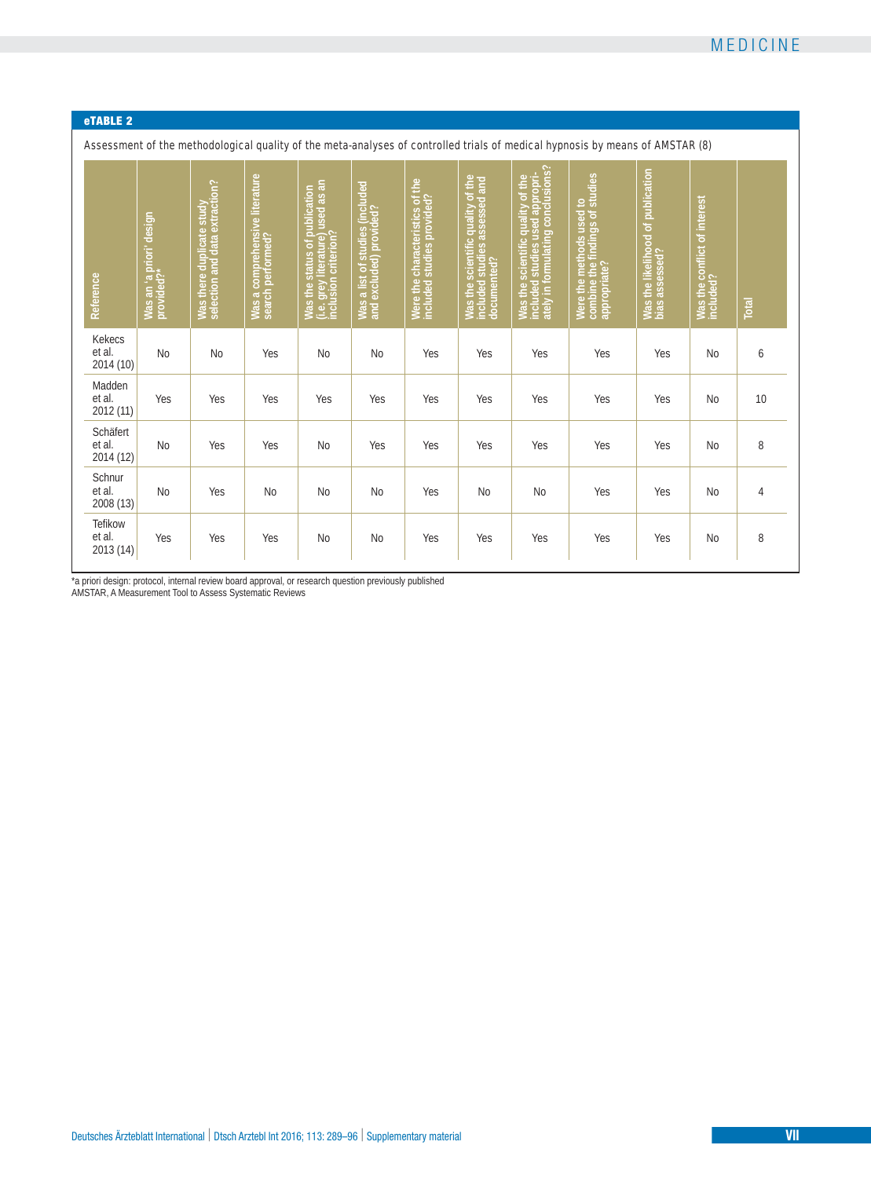**eTABLE 2**

Assessment of the methodological quality of the meta-analyses of controlled trials of medical hypnosis by means of AMSTAR (8)

| Reference | Was an 'a priori' design provided?* | Was there duplicate study selection and data extraction? | Was a comprehensive literature search performed? | Was the status of publication (i.e. grey literature) used as an inclusion criterion? | Was a list of studies (included and excluded) provided? | Were the characteristics of the included studies provided? | Was the scientific quality of the included studies assessed and documented? | Was the scientific quality of the included studies used appropriately in formulating conclusions? | Were the methods used to combine the findings of studies appropriate? | Was the likelihood of publication bias assessed? | Was the conflict of interest included? | Total |
|---|---|---|---|---|---|---|---|---|---|---|---|---|
| Kekecs et al. 2014 (10) | No | No | Yes | No | No | Yes | Yes | Yes | Yes | Yes | No | 6 |
| Madden et al. 2012 (11) | Yes | Yes | Yes | Yes | Yes | Yes | Yes | Yes | Yes | Yes | No | 10 |
| Schäfert et al. 2014 (12) | No | Yes | Yes | No | Yes | Yes | Yes | Yes | Yes | Yes | No | 8 |
| Schnur et al. 2008 (13) | No | Yes | No | No | No | Yes | No | No | Yes | Yes | No | 4 |
| Tefikow et al. 2013 (14) | Yes | Yes | Yes | No | No | Yes | Yes | Yes | Yes | Yes | No | 8 |

*a priori design: protocol, internal review board approval, or research question previously published
AMSTAR, A Measurement Tool to Assess Systematic Reviews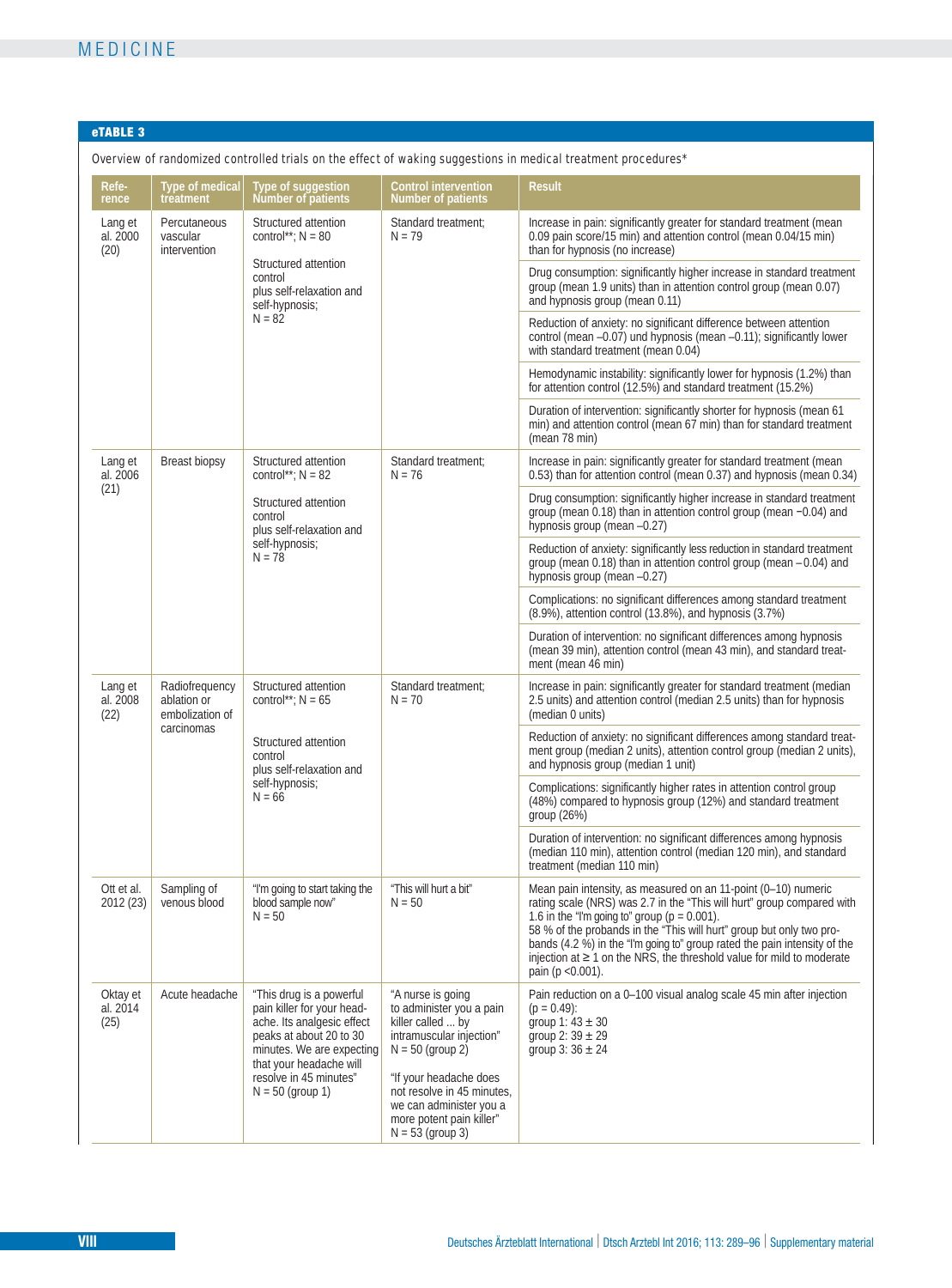**eTABLE 3**

Overview of randomized controlled trials on the effect of waking suggestions in medical treatment procedures*

| Reference | Type of medical treatment | Type of suggestion Number of patients | Control intervention Number of patients | Result |
|---|---|---|---|---|
| Lang et al. 2000 (20) | Percutaneous vascular intervention | Structured attention control**; N = 80<br><br>Structured attention control plus self-relaxation and self-hypnosis; N = 82 | Standard treatment; N = 79 | Increase in pain: significantly greater for standard treatment (mean 0.09 pain score/15 min) and attention control (mean 0.04/15 min) than for hypnosis (no increase) |
| | | | | Drug consumption: significantly higher increase in standard treatment group (mean 1.9 units) than in attention control group (mean 0.07) and hypnosis group (mean 0.11) |
| | | | | Reduction of anxiety: no significant difference between attention control (mean –0.07) und hypnosis (mean –0.11); significantly lower with standard treatment (mean 0.04) |
| | | | | Hemodynamic instability: significantly lower for hypnosis (1.2%) than for attention control (12.5%) and standard treatment (15.2%) |
| | | | | Duration of intervention: significantly shorter for hypnosis (mean 61 min) and attention control (mean 67 min) than for standard treatment (mean 78 min) |
| Lang et al. 2006 (21) | Breast biopsy | Structured attention control**; N = 82<br><br>Structured attention control plus self-relaxation and self-hypnosis; N = 78 | Standard treatment; N = 76 | Increase in pain: significantly greater for standard treatment (mean 0.53) than for attention control (mean 0.37) and hypnosis (mean 0.34) |
| | | | | Drug consumption: significantly higher increase in standard treatment group (mean 0.18) than in attention control group (mean −0.04) and hypnosis group (mean –0.27) |
| | | | | Reduction of anxiety: significantly less reduction in standard treatment group (mean 0.18) than in attention control group (mean – 0.04) and hypnosis group (mean –0.27) |
| | | | | Complications: no significant differences among standard treatment (8.9%), attention control (13.8%), and hypnosis (3.7%) |
| | | | | Duration of intervention: no significant differences among hypnosis (mean 39 min), attention control (mean 43 min), and standard treatment (mean 46 min) |
| Lang et al. 2008 (22) | Radiofrequency ablation or embolization of carcinomas | Structured attention control**; N = 65<br><br>Structured attention control plus self-relaxation and self-hypnosis; N = 66 | Standard treatment; N = 70 | Increase in pain: significantly greater for standard treatment (median 2.5 units) and attention control (median 2.5 units) than for hypnosis (median 0 units) |
| | | | | Reduction of anxiety: no significant differences among standard treatment group (median 2 units), attention control group (median 2 units), and hypnosis group (median 1 unit) |
| | | | | Complications: significantly higher rates in attention control group (48%) compared to hypnosis group (12%) and standard treatment group (26%) |
| | | | | Duration of intervention: no significant differences among hypnosis (median 110 min), attention control (median 120 min), and standard treatment (median 110 min) |
| Ott et al. 2012 (23) | Sampling of venous blood | "I'm going to start taking the blood sample now" N = 50 | "This will hurt a bit" N = 50 | Mean pain intensity, as measured on an 11-point (0–10) numeric rating scale (NRS) was 2.7 in the "This will hurt" group compared with 1.6 in the "I'm going to" group (p = 0.001).<br>58 % of the probands in the "This will hurt" group but only two probands (4.2 %) in the "I'm going to" group rated the pain intensity of the injection at ≥ 1 on the NRS, the threshold value for mild to moderate pain (p <0.001). |
| Oktay et al. 2014 (25) | Acute headache | "This drug is a powerful pain killer for your headache. Its analgesic effect peaks at about 20 to 30 minutes. We are expecting that your headache will resolve in 45 minutes" N = 50 (group 1) | "A nurse is going to administer you a pain killer called ... by intramuscular injection" N = 50 (group 2)<br><br>"If your headache does not resolve in 45 minutes, we can administer you a more potent pain killer" N = 53 (group 3) | Pain reduction on a 0–100 visual analog scale 45 min after injection (p = 0.49):<br>group 1: 43 ± 30<br>group 2: 39 ± 29<br>group 3: 36 ± 24 |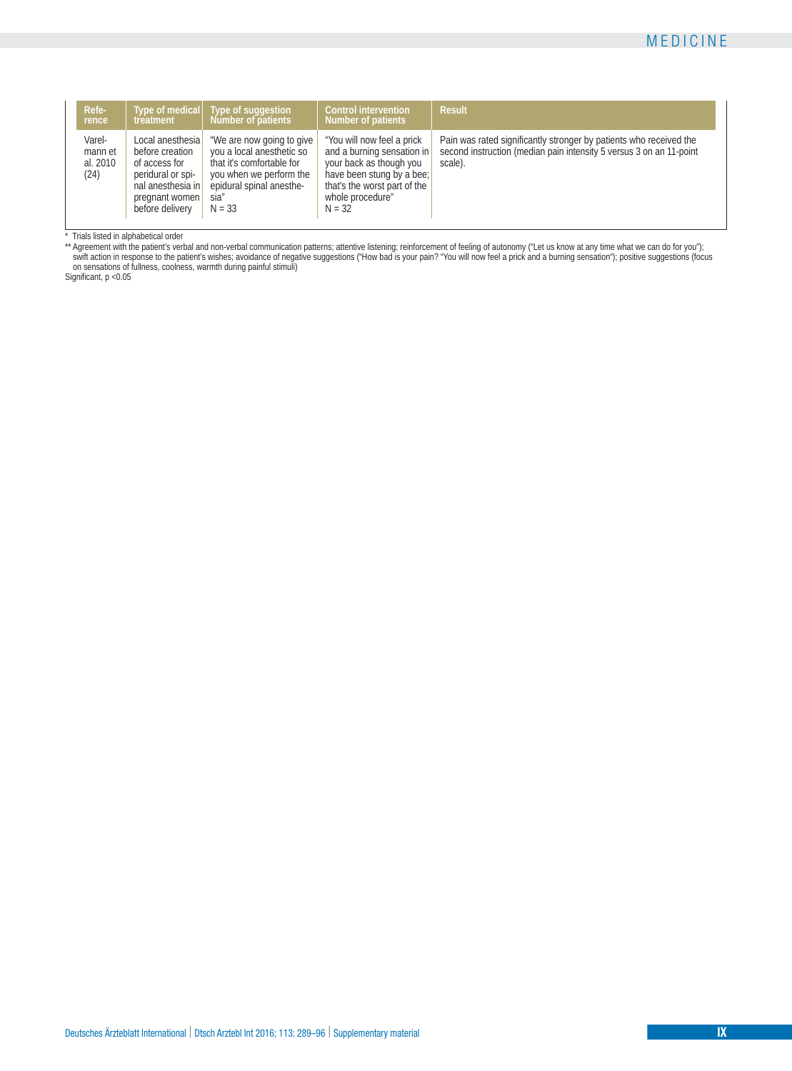| Reference | Type of medical treatment | Type of suggestion Number of patients | Control intervention Number of patients | Result |
|---|---|---|---|---|
| Varelmann et al. 2010 (24) | Local anesthesia before creation of access for peridural or spinal anesthesia in pregnant women before delivery | "We are now going to give you a local anesthetic so that it's comfortable for you when we perform the epidural spinal anesthesia" N = 33 | "You will now feel a prick and a burning sensation in your back as though you have been stung by a bee; that's the worst part of the whole procedure" N = 32 | Pain was rated significantly stronger by patients who received the second instruction (median pain intensity 5 versus 3 on an 11-point scale). |

\* Trials listed in alphabetical order

\*\* Agreement with the patient's verbal and non-verbal communication patterns; attentive listening; reinforcement of feeling of autonomy ("Let us know at any time what we can do for you"); swift action in response to the patient's wishes; avoidance of negative suggestions ("How bad is your pain? "You will now feel a prick and a burning sensation"); positive suggestions (focus on sensations of fullness, coolness, warmth during painful stimuli)

Significant, $p < 0.05$